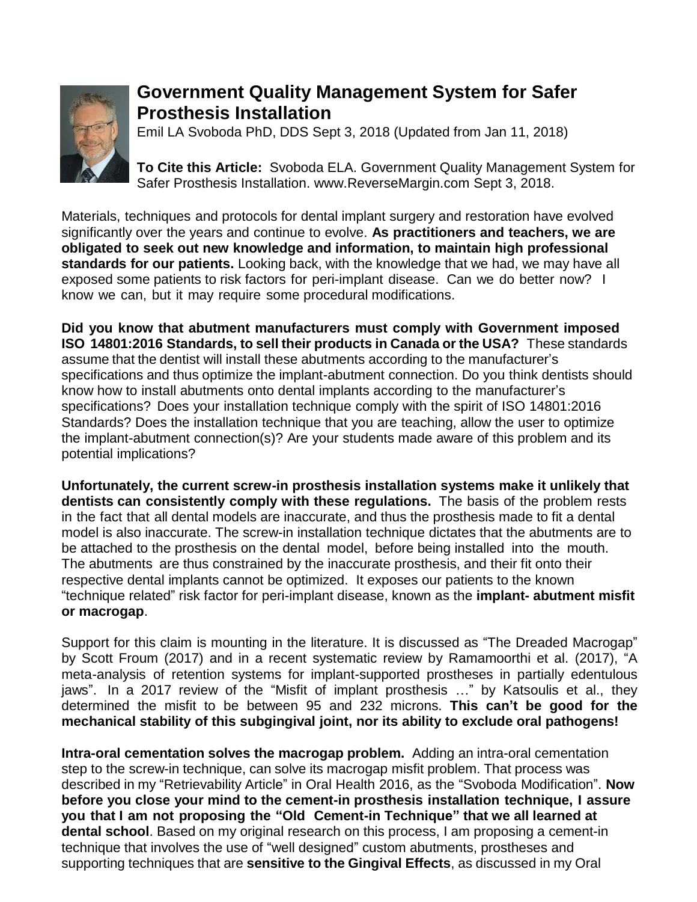# Government Quality Management System for Safer Prosthesis Installation

Emil LA Svoboda PhD, DDS Sept 3, 2018 (Updated from Jan 11, 2018)

**To Cite this Article:** Svoboda ELA. Government Quality Management System for Safer Prosthesis Installation. www.ReverseMargin.com Sept 3, 2018.

Materials, techniques and protocols for dental implant surgery and restoration have evolved significantly over the years and continue to evolve. **As practitioners and teachers, we are obligated to seek out new knowledge and information, to maintain high professional standards for our patients.** Looking back, with the knowledge that we had, we may have all exposed some patients to risk factors for peri-implant disease. Can we do better now? I know we can, but it may require some procedural modifications.

**Did you know that abutment manufacturers must comply with Government imposed ISO 14801:2016 Standards, to sell their products in Canada or the USA?** These standards assume that the dentist will install these abutments according to the manufacturer's specifications and thus optimize the implant-abutment connection. Do you think dentists should know how to install abutments onto dental implants according to the manufacturer's specifications? Does your installation technique comply with the spirit of ISO 14801:2016 Standards? Does the installation technique that you are teaching, allow the user to optimize the implant-abutment connection(s)? Are your students made aware of this problem and its potential implications?

**Unfortunately, the current screw-in prosthesis installation systems make it unlikely that dentists can consistently comply with these regulations.** The basis of the problem rests in the fact that all dental models are inaccurate, and thus the prosthesis made to fit a dental model is also inaccurate. The screw-in installation technique dictates that the abutments are to be attached to the prosthesis on the dental model, before being installed into the mouth. The abutments are thus constrained by the inaccurate prosthesis, and their fit onto their respective dental implants cannot be optimized. It exposes our patients to the known "technique related" risk factor for peri-implant disease, known as the **implant- abutment misfit or macrogap**.

Support for this claim is mounting in the literature. It is discussed as "The Dreaded Macrogap" by Scott Froum (2017) and in a recent systematic review by Ramamoorthi et al. (2017), "A meta-analysis of retention systems for implant-supported prostheses in partially edentulous jaws". In a 2017 review of the "Misfit of implant prosthesis …" by Katsoulis et al., they determined the misfit to be between 95 and 232 microns. **This can't be good for the mechanical stability of this subgingival joint, nor its ability to exclude oral pathogens!**

**Intra-oral cementation solves the macrogap problem.** Adding an intra-oral cementation step to the screw-in technique, can solve its macrogap misfit problem. That process was described in my "Retrievability Article" in Oral Health 2016, as the "Svoboda Modification". **Now before you close your mind to the cement-in prosthesis installation technique, I assure you that I am not proposing the "Old Cement-in Technique" that we all learned at dental school**. Based on my original research on this process, I am proposing a cement-in technique that involves the use of "well designed" custom abutments, prostheses and supporting techniques that are **sensitive to the Gingival Effects**, as discussed in my Oral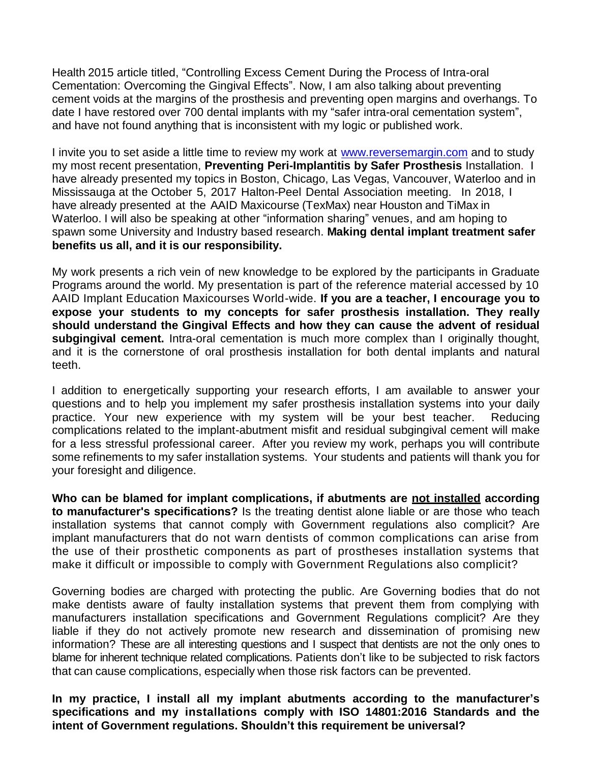Health 2015 article titled, “Controlling Excess Cement During the Process of Intra-oral Cementation: Overcoming the Gingival Effects”. Now, I am also talking about preventing cement voids at the margins of the prosthesis and preventing open margins and overhangs. To date I have restored over 700 dental implants with my “safer intra-oral cementation system”, and have not found anything that is inconsistent with my logic or published work.

I invite you to set aside a little time to review my work at [www.reversemargin.com](http://www.reversemargin.com) and to study my most recent presentation, **Preventing Peri-Implantitis by Safer Prosthesis** Installation. I have already presented my topics in Boston, Chicago, Las Vegas, Vancouver, Waterloo and in Mississauga at the October 5, 2017 Halton-Peel Dental Association meeting. In 2018, I have already presented at the AAID Maxicourse (TexMax) near Houston and TiMax in Waterloo. I will also be speaking at other “information sharing” venues, and am hoping to spawn some University and Industry based research. **Making dental implant treatment safer benefits us all, and it is our responsibility.**

My work presents a rich vein of new knowledge to be explored by the participants in Graduate Programs around the world. My presentation is part of the reference material accessed by 10 AAID Implant Education Maxicourses World-wide. **If you are a teacher, I encourage you to expose your students to my concepts for safer prosthesis installation. They really should understand the Gingival Effects and how they can cause the advent of residual subgingival cement.** Intra-oral cementation is much more complex than I originally thought, and it is the cornerstone of oral prosthesis installation for both dental implants and natural teeth.

I addition to energetically supporting your research efforts, I am available to answer your questions and to help you implement my safer prosthesis installation systems into your daily practice. Your new experience with my system will be your best teacher. Reducing complications related to the implant-abutment misfit and residual subgingival cement will make for a less stressful professional career. After you review my work, perhaps you will contribute some refinements to my safer installation systems. Your students and patients will thank you for your foresight and diligence.

**Who can be blamed for implant complications, if abutments are not installed according to manufacturer's specifications?** Is the treating dentist alone liable or are those who teach installation systems that cannot comply with Government regulations also complicit? Are implant manufacturers that do not warn dentists of common complications can arise from the use of their prosthetic components as part of prostheses installation systems that make it difficult or impossible to comply with Government Regulations also complicit?

Governing bodies are charged with protecting the public. Are Governing bodies that do not make dentists aware of faulty installation systems that prevent them from complying with manufacturers installation specifications and Government Regulations complicit? Are they liable if they do not actively promote new research and dissemination of promising new information? These are all interesting questions and I suspect that dentists are not the only ones to blame for inherent technique related complications. Patients don’t like to be subjected to risk factors that can cause complications, especially when those risk factors can be prevented.

**In my practice, I install all my implant abutments according to the manufacturer’s specifications and my installations comply with ISO 14801:2016 Standards and the intent of Government regulations. Shouldn’t this requirement be universal?**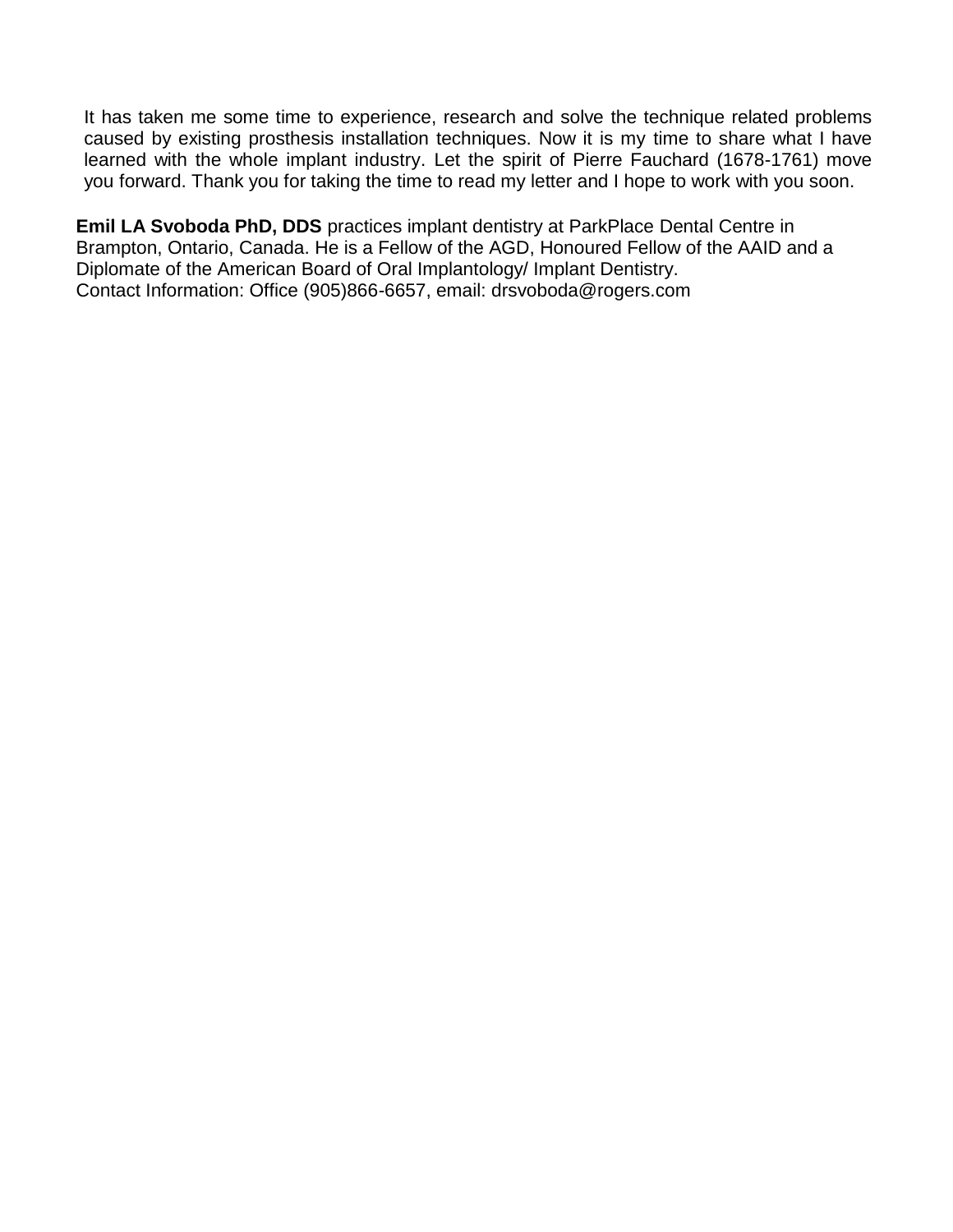It has taken me some time to experience, research and solve the technique related problems caused by existing prosthesis installation techniques. Now it is my time to share what I have learned with the whole implant industry. Let the spirit of Pierre Fauchard (1678-1761) move you forward. Thank you for taking the time to read my letter and I hope to work with you soon.

**Emil LA Svoboda PhD, DDS** practices implant dentistry at ParkPlace Dental Centre in Brampton, Ontario, Canada. He is a Fellow of the AGD, Honoured Fellow of the AAID and a Diplomate of the American Board of Oral Implantology/ Implant Dentistry.
Contact Information: Office (905)866-6657, email: drsvoboda@rogers.com